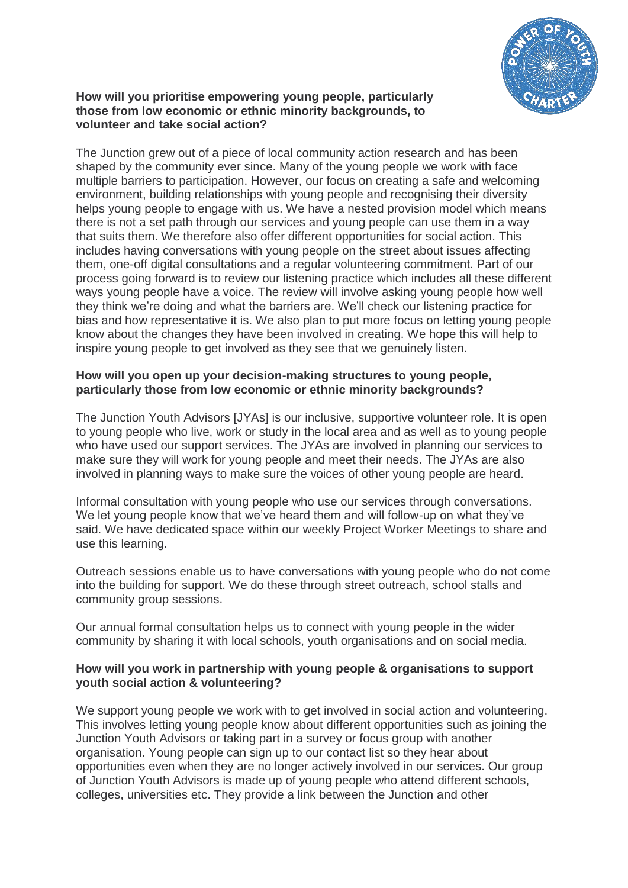**How will you prioritise empowering young people, particularly those from low economic or ethnic minority backgrounds, to volunteer and take social action?**

The Junction grew out of a piece of local community action research and has been shaped by the community ever since. Many of the young people we work with face multiple barriers to participation. However, our focus on creating a safe and welcoming environment, building relationships with young people and recognising their diversity helps young people to engage with us. We have a nested provision model which means there is not a set path through our services and young people can use them in a way that suits them. We therefore also offer different opportunities for social action. This includes having conversations with young people on the street about issues affecting them, one-off digital consultations and a regular volunteering commitment. Part of our process going forward is to review our listening practice which includes all these different ways young people have a voice. The review will involve asking young people how well they think we're doing and what the barriers are. We'll check our listening practice for bias and how representative it is. We also plan to put more focus on letting young people know about the changes they have been involved in creating. We hope this will help to inspire young people to get involved as they see that we genuinely listen.

**How will you open up your decision-making structures to young people, particularly those from low economic or ethnic minority backgrounds?**

The Junction Youth Advisors [JYAs] is our inclusive, supportive volunteer role. It is open to young people who live, work or study in the local area and as well as to young people who have used our support services. The JYAs are involved in planning our services to make sure they will work for young people and meet their needs. The JYAs are also involved in planning ways to make sure the voices of other young people are heard.

Informal consultation with young people who use our services through conversations. We let young people know that we've heard them and will follow-up on what they've said. We have dedicated space within our weekly Project Worker Meetings to share and use this learning.

Outreach sessions enable us to have conversations with young people who do not come into the building for support. We do these through street outreach, school stalls and community group sessions.

Our annual formal consultation helps us to connect with young people in the wider community by sharing it with local schools, youth organisations and on social media.

**How will you work in partnership with young people & organisations to support youth social action & volunteering?**

We support young people we work with to get involved in social action and volunteering. This involves letting young people know about different opportunities such as joining the Junction Youth Advisors or taking part in a survey or focus group with another organisation. Young people can sign up to our contact list so they hear about opportunities even when they are no longer actively involved in our services. Our group of Junction Youth Advisors is made up of young people who attend different schools, colleges, universities etc. They provide a link between the Junction and other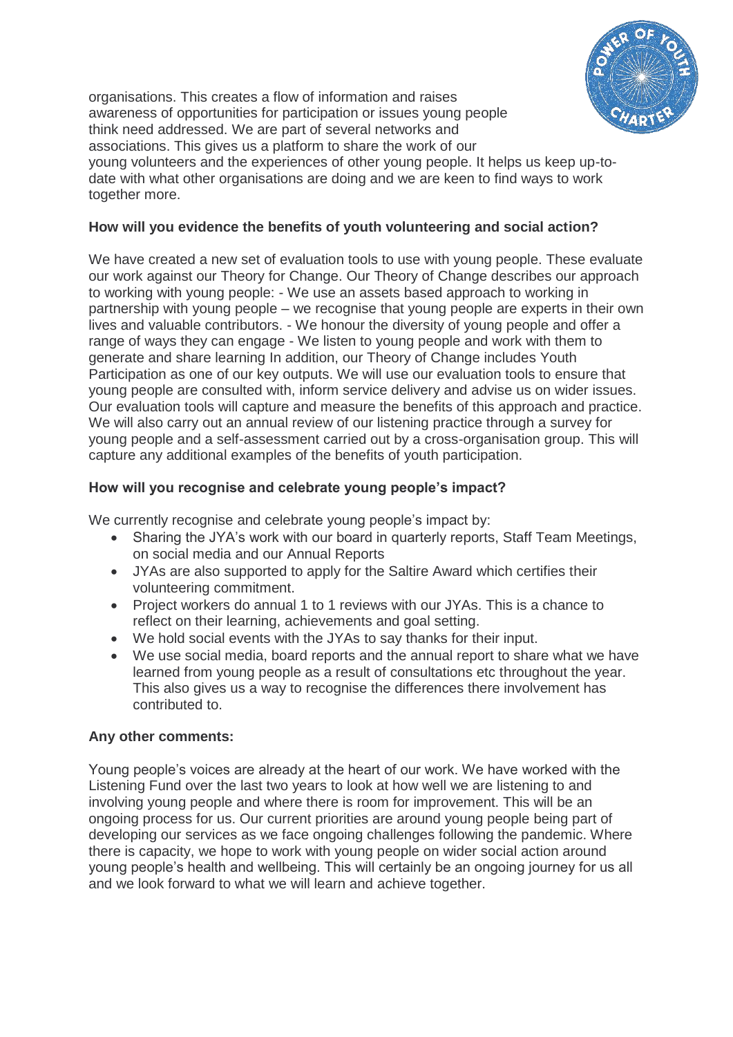organisations. This creates a flow of information and raises awareness of opportunities for participation or issues young people think need addressed. We are part of several networks and associations. This gives us a platform to share the work of our young volunteers and the experiences of other young people. It helps us keep up-to-date with what other organisations are doing and we are keen to find ways to work together more.

**How will you evidence the benefits of youth volunteering and social action?**

We have created a new set of evaluation tools to use with young people. These evaluate our work against our Theory for Change. Our Theory of Change describes our approach to working with young people: - We use an assets based approach to working in partnership with young people – we recognise that young people are experts in their own lives and valuable contributors. - We honour the diversity of young people and offer a range of ways they can engage - We listen to young people and work with them to generate and share learning In addition, our Theory of Change includes Youth Participation as one of our key outputs. We will use our evaluation tools to ensure that young people are consulted with, inform service delivery and advise us on wider issues. Our evaluation tools will capture and measure the benefits of this approach and practice. We will also carry out an annual review of our listening practice through a survey for young people and a self-assessment carried out by a cross-organisation group. This will capture any additional examples of the benefits of youth participation.

**How will you recognise and celebrate young people's impact?**

We currently recognise and celebrate young people's impact by:

- Sharing the JYA's work with our board in quarterly reports, Staff Team Meetings, on social media and our Annual Reports
- JYAs are also supported to apply for the Saltire Award which certifies their volunteering commitment.
- Project workers do annual 1 to 1 reviews with our JYAs. This is a chance to reflect on their learning, achievements and goal setting.
- We hold social events with the JYAs to say thanks for their input.
- We use social media, board reports and the annual report to share what we have learned from young people as a result of consultations etc throughout the year. This also gives us a way to recognise the differences there involvement has contributed to.

**Any other comments:**

Young people's voices are already at the heart of our work. We have worked with the Listening Fund over the last two years to look at how well we are listening to and involving young people and where there is room for improvement. This will be an ongoing process for us. Our current priorities are around young people being part of developing our services as we face ongoing challenges following the pandemic. Where there is capacity, we hope to work with young people on wider social action around young people's health and wellbeing. This will certainly be an ongoing journey for us all and we look forward to what we will learn and achieve together.